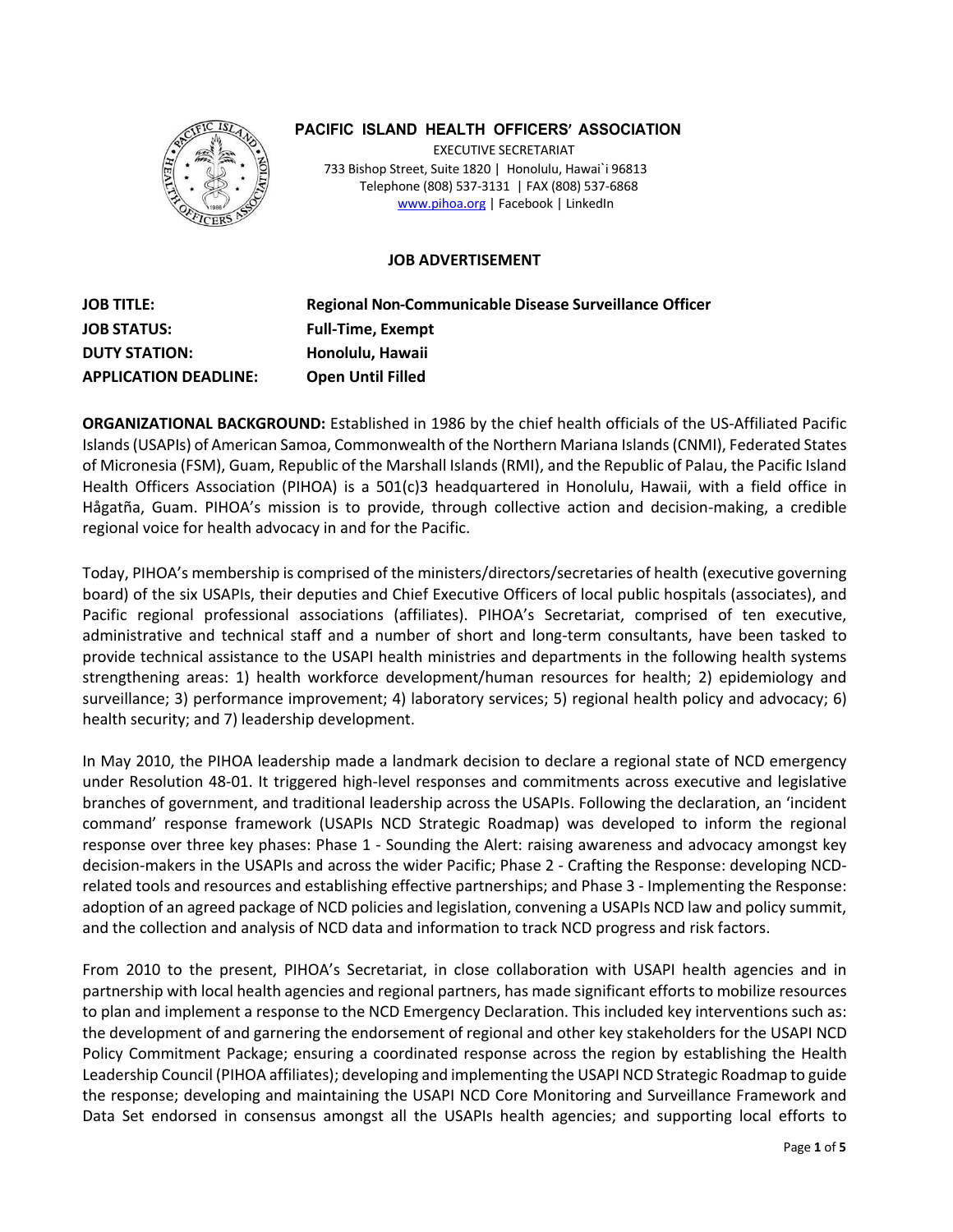**PACIFIC ISLAND HEALTH OFFICERS' ASSOCIATION**

EXECUTIVE SECRETARIAT
733 Bishop Street, Suite 1820 | Honolulu, Hawai`i 96813
Telephone (808) 537-3131 | FAX (808) 537-6868
www.pihoa.org | Facebook | LinkedIn

**JOB ADVERTISEMENT**

**JOB TITLE:** **Regional Non-Communicable Disease Surveillance Officer**
**JOB STATUS:** **Full-Time, Exempt**
**DUTY STATION:** **Honolulu, Hawaii**
**APPLICATION DEADLINE:** **Open Until Filled**

**ORGANIZATIONAL BACKGROUND:** Established in 1986 by the chief health officials of the US-Affiliated Pacific Islands (USAPIs) of American Samoa, Commonwealth of the Northern Mariana Islands (CNMI), Federated States of Micronesia (FSM), Guam, Republic of the Marshall Islands (RMI), and the Republic of Palau, the Pacific Island Health Officers Association (PIHOA) is a 501(c)3 headquartered in Honolulu, Hawaii, with a field office in Hågatña, Guam. PIHOA's mission is to provide, through collective action and decision-making, a credible regional voice for health advocacy in and for the Pacific.

Today, PIHOA's membership is comprised of the ministers/directors/secretaries of health (executive governing board) of the six USAPIs, their deputies and Chief Executive Officers of local public hospitals (associates), and Pacific regional professional associations (affiliates). PIHOA's Secretariat, comprised of ten executive, administrative and technical staff and a number of short and long-term consultants, have been tasked to provide technical assistance to the USAPI health ministries and departments in the following health systems strengthening areas: 1) health workforce development/human resources for health; 2) epidemiology and surveillance; 3) performance improvement; 4) laboratory services; 5) regional health policy and advocacy; 6) health security; and 7) leadership development.

In May 2010, the PIHOA leadership made a landmark decision to declare a regional state of NCD emergency under Resolution 48-01. It triggered high-level responses and commitments across executive and legislative branches of government, and traditional leadership across the USAPIs. Following the declaration, an 'incident command' response framework (USAPIs NCD Strategic Roadmap) was developed to inform the regional response over three key phases: Phase 1 - Sounding the Alert: raising awareness and advocacy amongst key decision-makers in the USAPIs and across the wider Pacific; Phase 2 - Crafting the Response: developing NCD-related tools and resources and establishing effective partnerships; and Phase 3 - Implementing the Response: adoption of an agreed package of NCD policies and legislation, convening a USAPIs NCD law and policy summit, and the collection and analysis of NCD data and information to track NCD progress and risk factors.

From 2010 to the present, PIHOA's Secretariat, in close collaboration with USAPI health agencies and in partnership with local health agencies and regional partners, has made significant efforts to mobilize resources to plan and implement a response to the NCD Emergency Declaration. This included key interventions such as: the development of and garnering the endorsement of regional and other key stakeholders for the USAPI NCD Policy Commitment Package; ensuring a coordinated response across the region by establishing the Health Leadership Council (PIHOA affiliates); developing and implementing the USAPI NCD Strategic Roadmap to guide the response; developing and maintaining the USAPI NCD Core Monitoring and Surveillance Framework and Data Set endorsed in consensus amongst all the USAPIs health agencies; and supporting local efforts to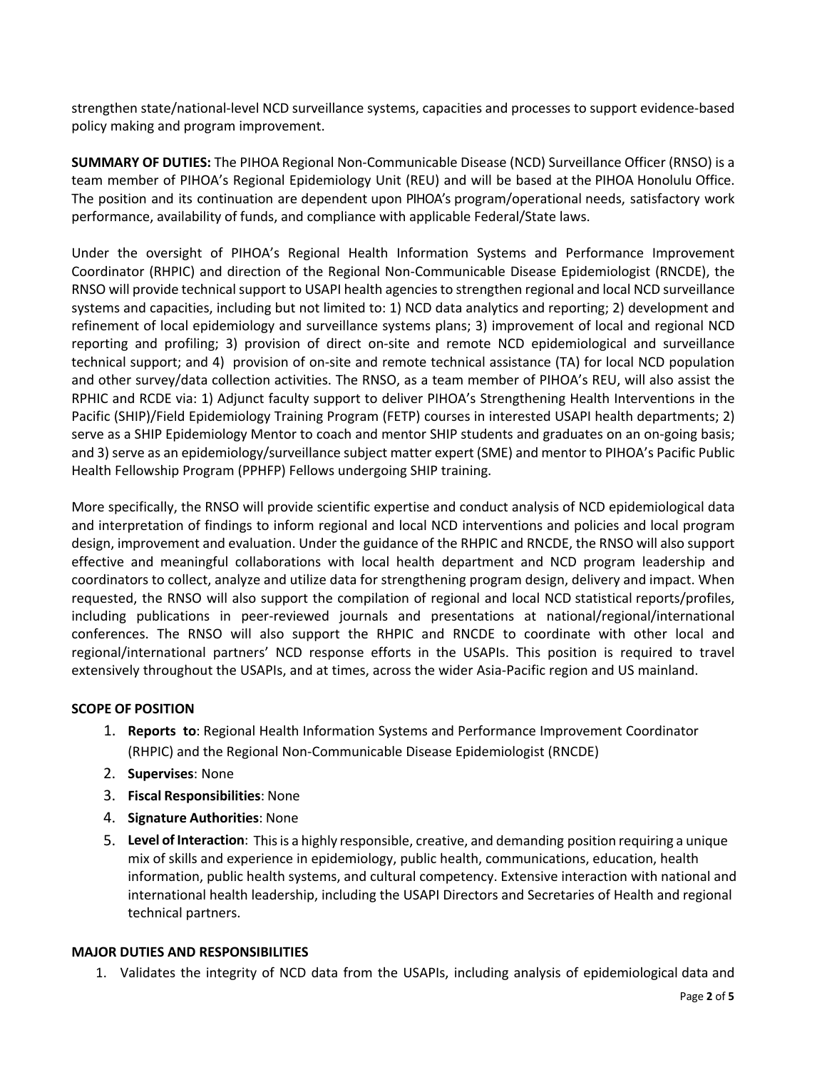strengthen state/national-level NCD surveillance systems, capacities and processes to support evidence-based policy making and program improvement.

**SUMMARY OF DUTIES:** The PIHOA Regional Non-Communicable Disease (NCD) Surveillance Officer (RNSO) is a team member of PIHOA's Regional Epidemiology Unit (REU) and will be based at the PIHOA Honolulu Office. The position and its continuation are dependent upon PIHOA's program/operational needs, satisfactory work performance, availability of funds, and compliance with applicable Federal/State laws.

Under the oversight of PIHOA's Regional Health Information Systems and Performance Improvement Coordinator (RHPIC) and direction of the Regional Non-Communicable Disease Epidemiologist (RNCDE), the RNSO will provide technical support to USAPI health agencies to strengthen regional and local NCD surveillance systems and capacities, including but not limited to: 1) NCD data analytics and reporting; 2) development and refinement of local epidemiology and surveillance systems plans; 3) improvement of local and regional NCD reporting and profiling; 3) provision of direct on-site and remote NCD epidemiological and surveillance technical support; and 4) provision of on-site and remote technical assistance (TA) for local NCD population and other survey/data collection activities. The RNSO, as a team member of PIHOA's REU, will also assist the RPHIC and RCDE via: 1) Adjunct faculty support to deliver PIHOA's Strengthening Health Interventions in the Pacific (SHIP)/Field Epidemiology Training Program (FETP) courses in interested USAPI health departments; 2) serve as a SHIP Epidemiology Mentor to coach and mentor SHIP students and graduates on an on-going basis; and 3) serve as an epidemiology/surveillance subject matter expert (SME) and mentor to PIHOA's Pacific Public Health Fellowship Program (PPHFP) Fellows undergoing SHIP training.

More specifically, the RNSO will provide scientific expertise and conduct analysis of NCD epidemiological data and interpretation of findings to inform regional and local NCD interventions and policies and local program design, improvement and evaluation. Under the guidance of the RHPIC and RNCDE, the RNSO will also support effective and meaningful collaborations with local health department and NCD program leadership and coordinators to collect, analyze and utilize data for strengthening program design, delivery and impact. When requested, the RNSO will also support the compilation of regional and local NCD statistical reports/profiles, including publications in peer-reviewed journals and presentations at national/regional/international conferences. The RNSO will also support the RHPIC and RNCDE to coordinate with other local and regional/international partners' NCD response efforts in the USAPIs. This position is required to travel extensively throughout the USAPIs, and at times, across the wider Asia-Pacific region and US mainland.

**SCOPE OF POSITION**

1. **Reports to**: Regional Health Information Systems and Performance Improvement Coordinator (RHPIC) and the Regional Non-Communicable Disease Epidemiologist (RNCDE)
2. **Supervises**: None
3. **Fiscal Responsibilities**: None
4. **Signature Authorities**: None
5. **Level of Interaction**: This is a highly responsible, creative, and demanding position requiring a unique mix of skills and experience in epidemiology, public health, communications, education, health information, public health systems, and cultural competency. Extensive interaction with national and international health leadership, including the USAPI Directors and Secretaries of Health and regional technical partners.

**MAJOR DUTIES AND RESPONSIBILITIES**

1. Validates the integrity of NCD data from the USAPIs, including analysis of epidemiological data and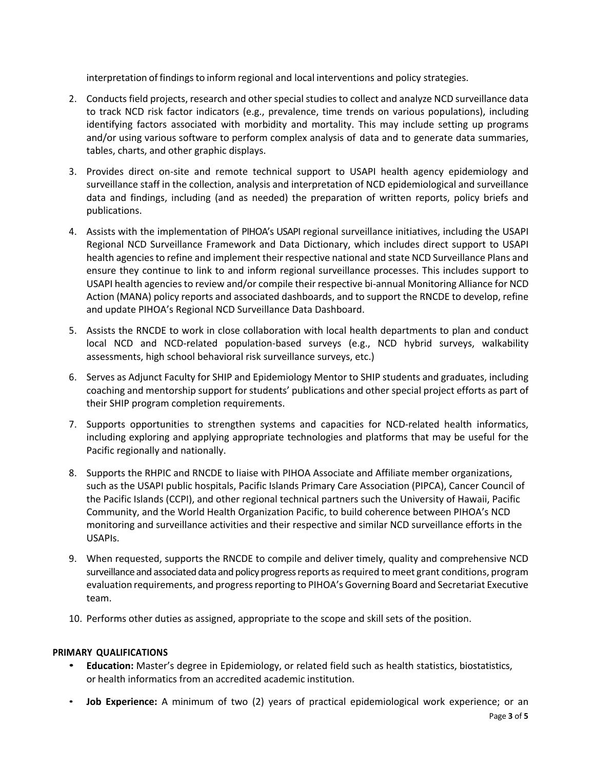interpretation of findings to inform regional and local interventions and policy strategies.

2. Conducts field projects, research and other special studies to collect and analyze NCD surveillance data to track NCD risk factor indicators (e.g., prevalence, time trends on various populations), including identifying factors associated with morbidity and mortality. This may include setting up programs and/or using various software to perform complex analysis of data and to generate data summaries, tables, charts, and other graphic displays.
3. Provides direct on-site and remote technical support to USAPI health agency epidemiology and surveillance staff in the collection, analysis and interpretation of NCD epidemiological and surveillance data and findings, including (and as needed) the preparation of written reports, policy briefs and publications.
4. Assists with the implementation of PIHOA's USAPI regional surveillance initiatives, including the USAPI Regional NCD Surveillance Framework and Data Dictionary, which includes direct support to USAPI health agencies to refine and implement their respective national and state NCD Surveillance Plans and ensure they continue to link to and inform regional surveillance processes. This includes support to USAPI health agencies to review and/or compile their respective bi-annual Monitoring Alliance for NCD Action (MANA) policy reports and associated dashboards, and to support the RNCDE to develop, refine and update PIHOA's Regional NCD Surveillance Data Dashboard.
5. Assists the RNCDE to work in close collaboration with local health departments to plan and conduct local NCD and NCD-related population-based surveys (e.g., NCD hybrid surveys, walkability assessments, high school behavioral risk surveillance surveys, etc.)
6. Serves as Adjunct Faculty for SHIP and Epidemiology Mentor to SHIP students and graduates, including coaching and mentorship support for students' publications and other special project efforts as part of their SHIP program completion requirements.
7. Supports opportunities to strengthen systems and capacities for NCD-related health informatics, including exploring and applying appropriate technologies and platforms that may be useful for the Pacific regionally and nationally.
8. Supports the RHPIC and RNCDE to liaise with PIHOA Associate and Affiliate member organizations, such as the USAPI public hospitals, Pacific Islands Primary Care Association (PIPCA), Cancer Council of the Pacific Islands (CCPI), and other regional technical partners such the University of Hawaii, Pacific Community, and the World Health Organization Pacific, to build coherence between PIHOA's NCD monitoring and surveillance activities and their respective and similar NCD surveillance efforts in the USAPIs.
9. When requested, supports the RNCDE to compile and deliver timely, quality and comprehensive NCD surveillance and associated data and policy progress reports as required to meet grant conditions, program evaluation requirements, and progress reporting to PIHOA's Governing Board and Secretariat Executive team.
10. Performs other duties as assigned, appropriate to the scope and skill sets of the position.

**PRIMARY QUALIFICATIONS**

- **Education:** Master's degree in Epidemiology, or related field such as health statistics, biostatistics, or health informatics from an accredited academic institution.
- **Job Experience:** A minimum of two (2) years of practical epidemiological work experience; or an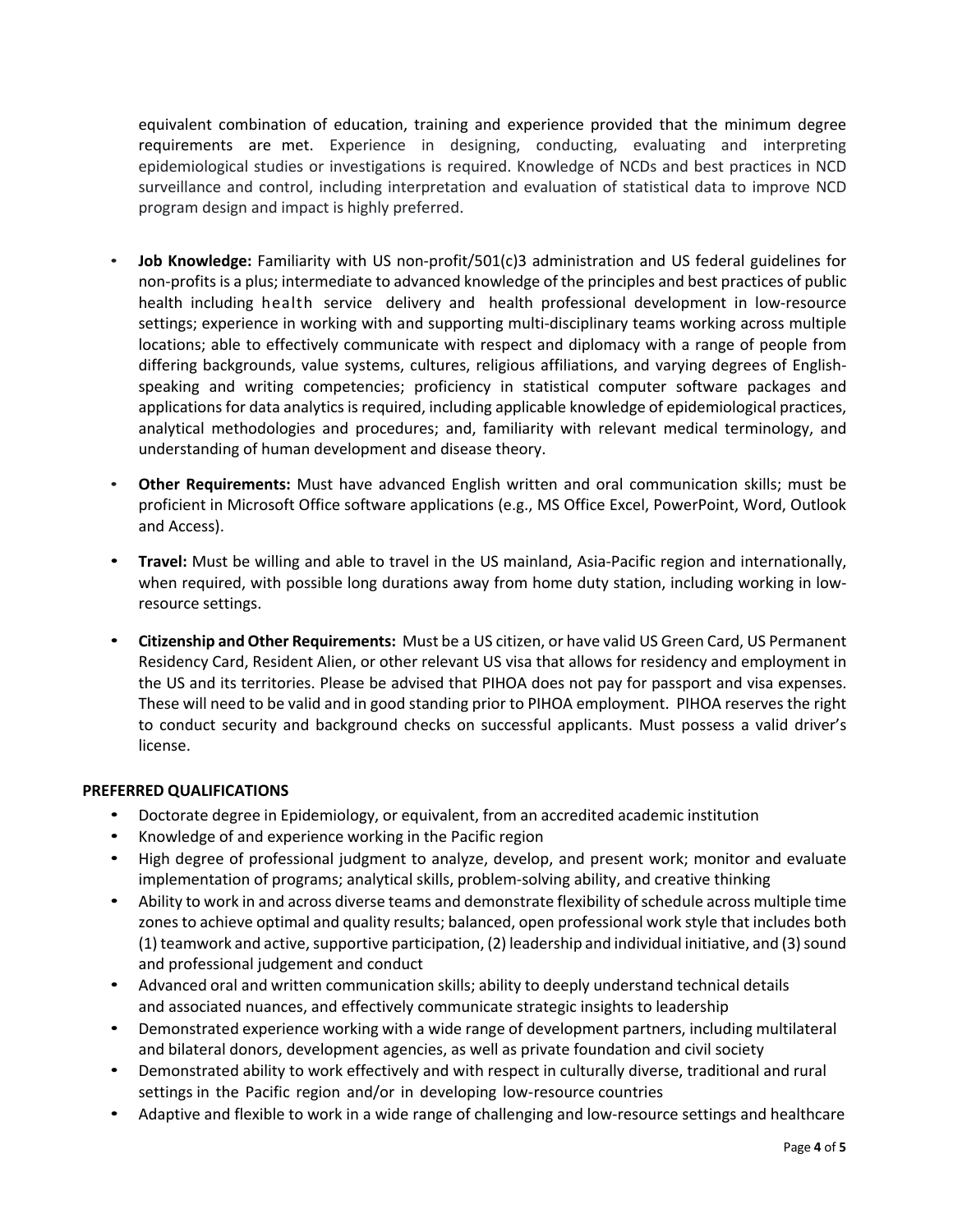equivalent combination of education, training and experience provided that the minimum degree requirements are met. Experience in designing, conducting, evaluating and interpreting epidemiological studies or investigations is required. Knowledge of NCDs and best practices in NCD surveillance and control, including interpretation and evaluation of statistical data to improve NCD program design and impact is highly preferred.

- **Job Knowledge:** Familiarity with US non-profit/501(c)3 administration and US federal guidelines for non-profits is a plus; intermediate to advanced knowledge of the principles and best practices of public health including health service delivery and health professional development in low-resource settings; experience in working with and supporting multi-disciplinary teams working across multiple locations; able to effectively communicate with respect and diplomacy with a range of people from differing backgrounds, value systems, cultures, religious affiliations, and varying degrees of English-speaking and writing competencies; proficiency in statistical computer software packages and applications for data analytics is required, including applicable knowledge of epidemiological practices, analytical methodologies and procedures; and, familiarity with relevant medical terminology, and understanding of human development and disease theory.
- **Other Requirements:** Must have advanced English written and oral communication skills; must be proficient in Microsoft Office software applications (e.g., MS Office Excel, PowerPoint, Word, Outlook and Access).
- **Travel:** Must be willing and able to travel in the US mainland, Asia-Pacific region and internationally, when required, with possible long durations away from home duty station, including working in low-resource settings.
- **Citizenship and Other Requirements:** Must be a US citizen, or have valid US Green Card, US Permanent Residency Card, Resident Alien, or other relevant US visa that allows for residency and employment in the US and its territories. Please be advised that PIHOA does not pay for passport and visa expenses. These will need to be valid and in good standing prior to PIHOA employment. PIHOA reserves the right to conduct security and background checks on successful applicants. Must possess a valid driver's license.

**PREFERRED QUALIFICATIONS**

- Doctorate degree in Epidemiology, or equivalent, from an accredited academic institution
- Knowledge of and experience working in the Pacific region
- High degree of professional judgment to analyze, develop, and present work; monitor and evaluate implementation of programs; analytical skills, problem-solving ability, and creative thinking
- Ability to work in and across diverse teams and demonstrate flexibility of schedule across multiple time zones to achieve optimal and quality results; balanced, open professional work style that includes both (1) teamwork and active, supportive participation, (2) leadership and individual initiative, and (3) sound and professional judgement and conduct
- Advanced oral and written communication skills; ability to deeply understand technical details and associated nuances, and effectively communicate strategic insights to leadership
- Demonstrated experience working with a wide range of development partners, including multilateral and bilateral donors, development agencies, as well as private foundation and civil society
- Demonstrated ability to work effectively and with respect in culturally diverse, traditional and rural settings in the Pacific region and/or in developing low-resource countries
- Adaptive and flexible to work in a wide range of challenging and low-resource settings and healthcare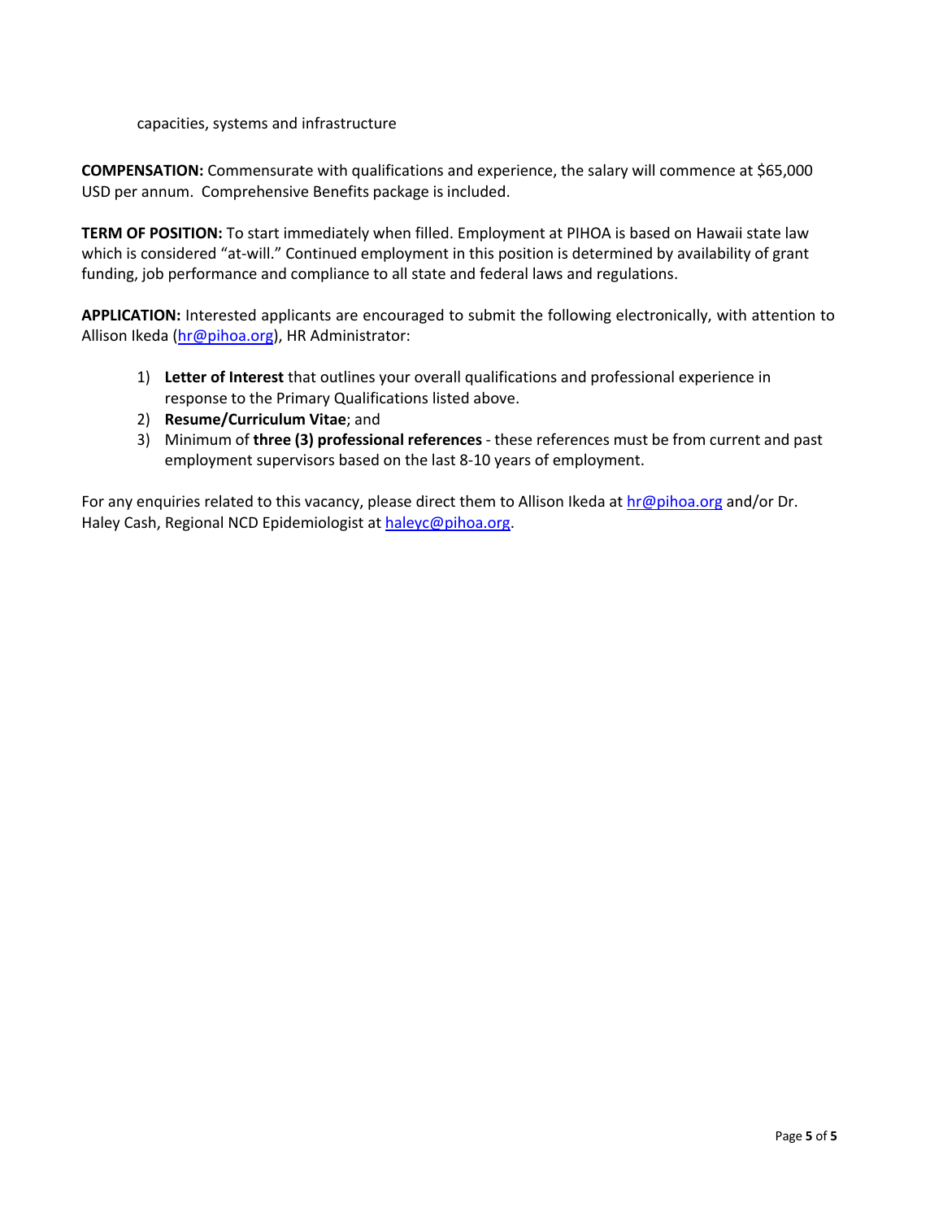capacities, systems and infrastructure

**COMPENSATION:** Commensurate with qualifications and experience, the salary will commence at $65,000 USD per annum. Comprehensive Benefits package is included.

**TERM OF POSITION:** To start immediately when filled. Employment at PIHOA is based on Hawaii state law which is considered "at-will." Continued employment in this position is determined by availability of grant funding, job performance and compliance to all state and federal laws and regulations.

**APPLICATION:** Interested applicants are encouraged to submit the following electronically, with attention to Allison Ikeda (hr@pihoa.org), HR Administrator:

1) **Letter of Interest** that outlines your overall qualifications and professional experience in response to the Primary Qualifications listed above.
2) **Resume/Curriculum Vitae**; and
3) Minimum of **three (3) professional references** - these references must be from current and past employment supervisors based on the last 8-10 years of employment.

For any enquiries related to this vacancy, please direct them to Allison Ikeda at hr@pihoa.org and/or Dr. Haley Cash, Regional NCD Epidemiologist at haleyc@pihoa.org.